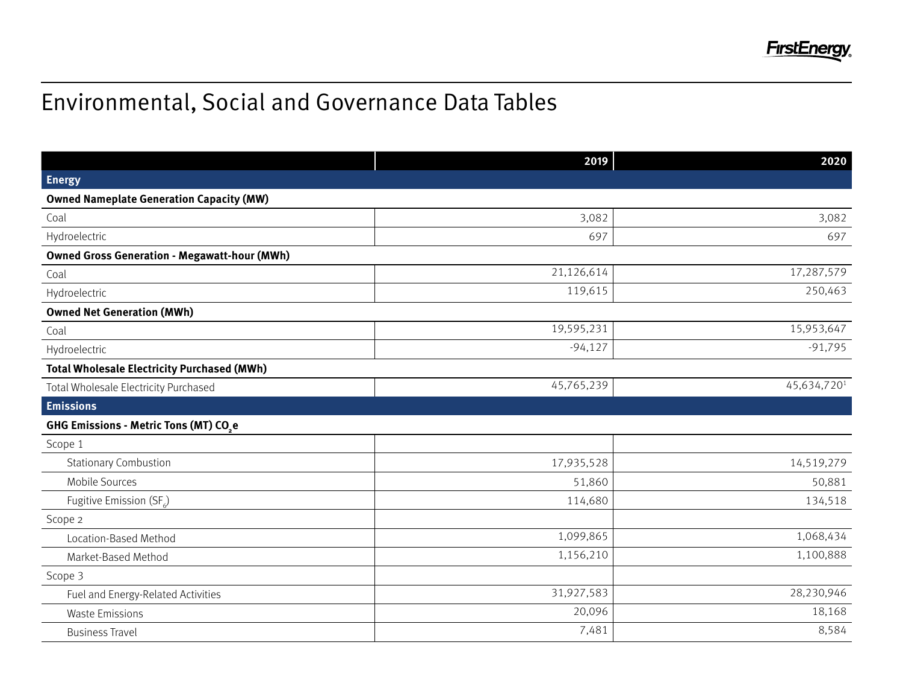# Environmental, Social and Governance Data Tables

| | 2019 | 2020 |
|---|---|---|
| **Energy** | | |
| **Owned Nameplate Generation Capacity (MW)** | | |
| Coal | 3,082 | 3,082 |
| Hydroelectric | 697 | 697 |
| **Owned Gross Generation - Megawatt-hour (MWh)** | | |
| Coal | 21,126,614 | 17,287,579 |
| Hydroelectric | 119,615 | 250,463 |
| **Owned Net Generation (MWh)** | | |
| Coal | 19,595,231 | 15,953,647 |
| Hydroelectric | -94,127 | -91,795 |
| **Total Wholesale Electricity Purchased (MWh)** | | |
| Total Wholesale Electricity Purchased | 45,765,239 | 45,634,720[1] |
| **Emissions** | | |
| **GHG Emissions - Metric Tons (MT) $CO_2e$** | | |
| Scope 1 | | |
| Stationary Combustion | 17,935,528 | 14,519,279 |
| Mobile Sources | 51,860 | 50,881 |
| Fugitive Emission ($SF_6$) | 114,680 | 134,518 |
| Scope 2 | | |
| Location-Based Method | 1,099,865 | 1,068,434 |
| Market-Based Method | 1,156,210 | 1,100,888 |
| Scope 3 | | |
| Fuel and Energy-Related Activities | 31,927,583 | 28,230,946 |
| Waste Emissions | 20,096 | 18,168 |
| Business Travel | 7,481 | 8,584 |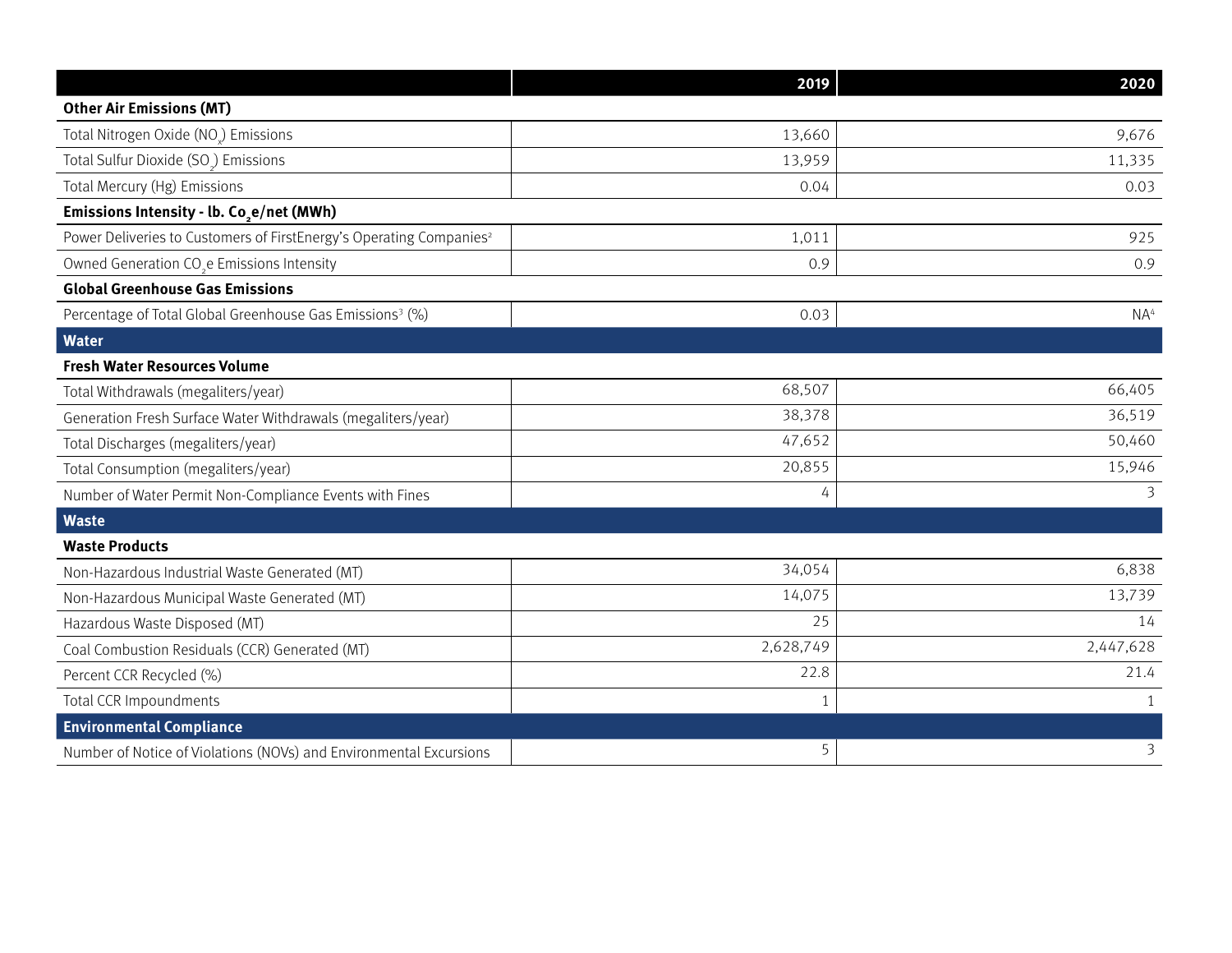| | 2019 | 2020 |
|---|---|---|
| **Other Air Emissions (MT)** | | |
| Total Nitrogen Oxide ($NO_x$) Emissions | 13,660 | 9,676 |
| Total Sulfur Dioxide ($SO_2$) Emissions | 13,959 | 11,335 |
| Total Mercury (Hg) Emissions | 0.04 | 0.03 |
| **Emissions Intensity - lb. $Co_2e$/net (MWh)** | | |
| Power Deliveries to Customers of FirstEnergy's Operating Companies[2] | 1,011 | 925 |
| Owned Generation $CO_2e$ Emissions Intensity | 0.9 | 0.9 |
| **Global Greenhouse Gas Emissions** | | |
| Percentage of Total Global Greenhouse Gas Emissions[3] (%) | 0.03 | NA[4] |
| **Water** | | |
| **Fresh Water Resources Volume** | | |
| Total Withdrawals (megaliters/year) | 68,507 | 66,405 |
| Generation Fresh Surface Water Withdrawals (megaliters/year) | 38,378 | 36,519 |
| Total Discharges (megaliters/year) | 47,652 | 50,460 |
| Total Consumption (megaliters/year) | 20,855 | 15,946 |
| Number of Water Permit Non-Compliance Events with Fines | 4 | 3 |
| **Waste** | | |
| **Waste Products** | | |
| Non-Hazardous Industrial Waste Generated (MT) | 34,054 | 6,838 |
| Non-Hazardous Municipal Waste Generated (MT) | 14,075 | 13,739 |
| Hazardous Waste Disposed (MT) | 25 | 14 |
| Coal Combustion Residuals (CCR) Generated (MT) | 2,628,749 | 2,447,628 |
| Percent CCR Recycled (%) | 22.8 | 21.4 |
| Total CCR Impoundments | 1 | 1 |
| **Environmental Compliance** | | |
| Number of Notice of Violations (NOVs) and Environmental Excursions | 5 | 3 |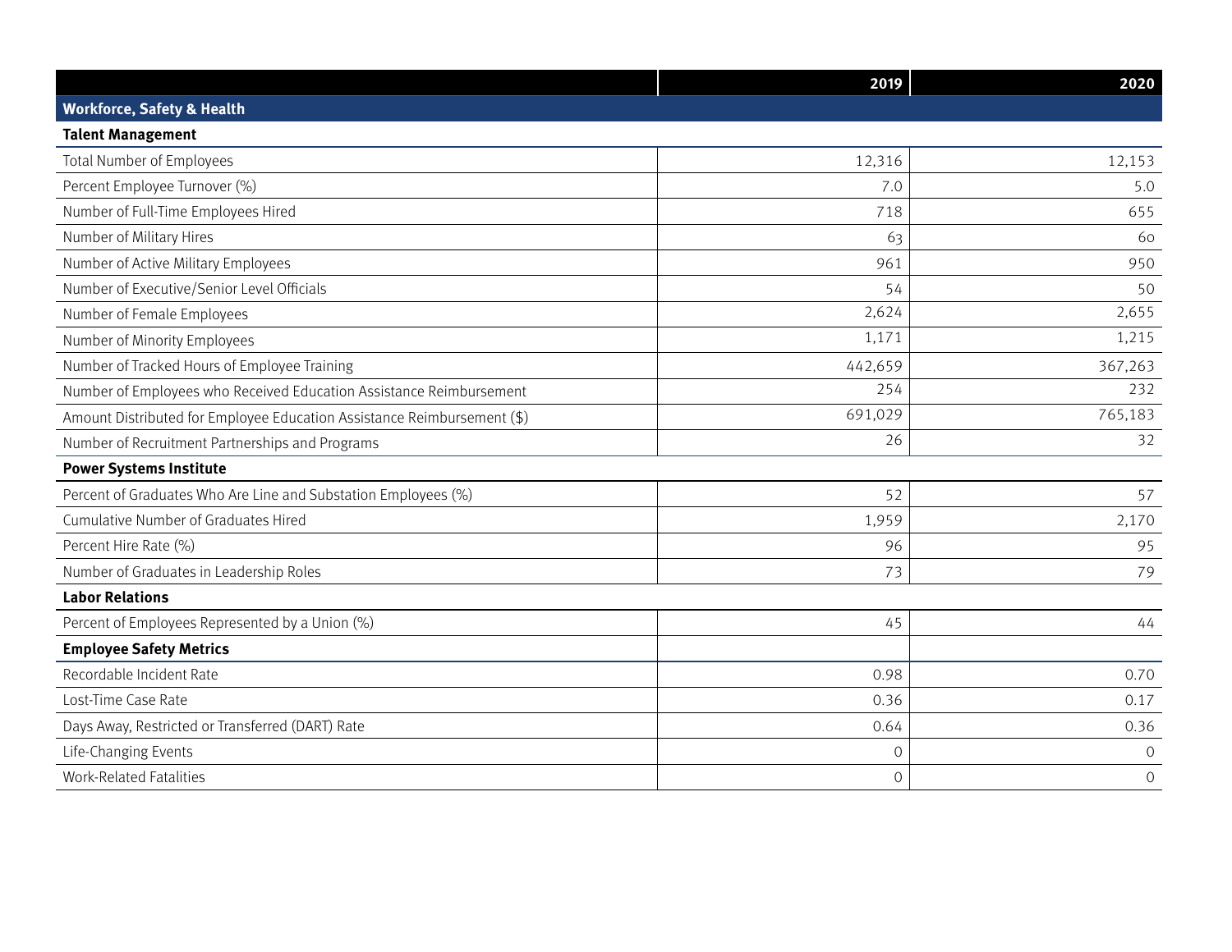| | 2019 | 2020 |
|---|---|---|
| **Workforce, Safety & Health** | | |
| **Talent Management** | | |
| Total Number of Employees | 12,316 | 12,153 |
| Percent Employee Turnover (%) | 7.0 | 5.0 |
| Number of Full-Time Employees Hired | 718 | 655 |
| Number of Military Hires | 63 | 60 |
| Number of Active Military Employees | 961 | 950 |
| Number of Executive/Senior Level Officials | 54 | 50 |
| Number of Female Employees | 2,624 | 2,655 |
| Number of Minority Employees | 1,171 | 1,215 |
| Number of Tracked Hours of Employee Training | 442,659 | 367,263 |
| Number of Employees who Received Education Assistance Reimbursement | 254 | 232 |
| Amount Distributed for Employee Education Assistance Reimbursement ($) | 691,029 | 765,183 |
| Number of Recruitment Partnerships and Programs | 26 | 32 |
| **Power Systems Institute** | | |
| Percent of Graduates Who Are Line and Substation Employees (%) | 52 | 57 |
| Cumulative Number of Graduates Hired | 1,959 | 2,170 |
| Percent Hire Rate (%) | 96 | 95 |
| Number of Graduates in Leadership Roles | 73 | 79 |
| **Labor Relations** | | |
| Percent of Employees Represented by a Union (%) | 45 | 44 |
| **Employee Safety Metrics** | | |
| Recordable Incident Rate | 0.98 | 0.70 |
| Lost-Time Case Rate | 0.36 | 0.17 |
| Days Away, Restricted or Transferred (DART) Rate | 0.64 | 0.36 |
| Life-Changing Events | 0 | 0 |
| Work-Related Fatalities | 0 | 0 |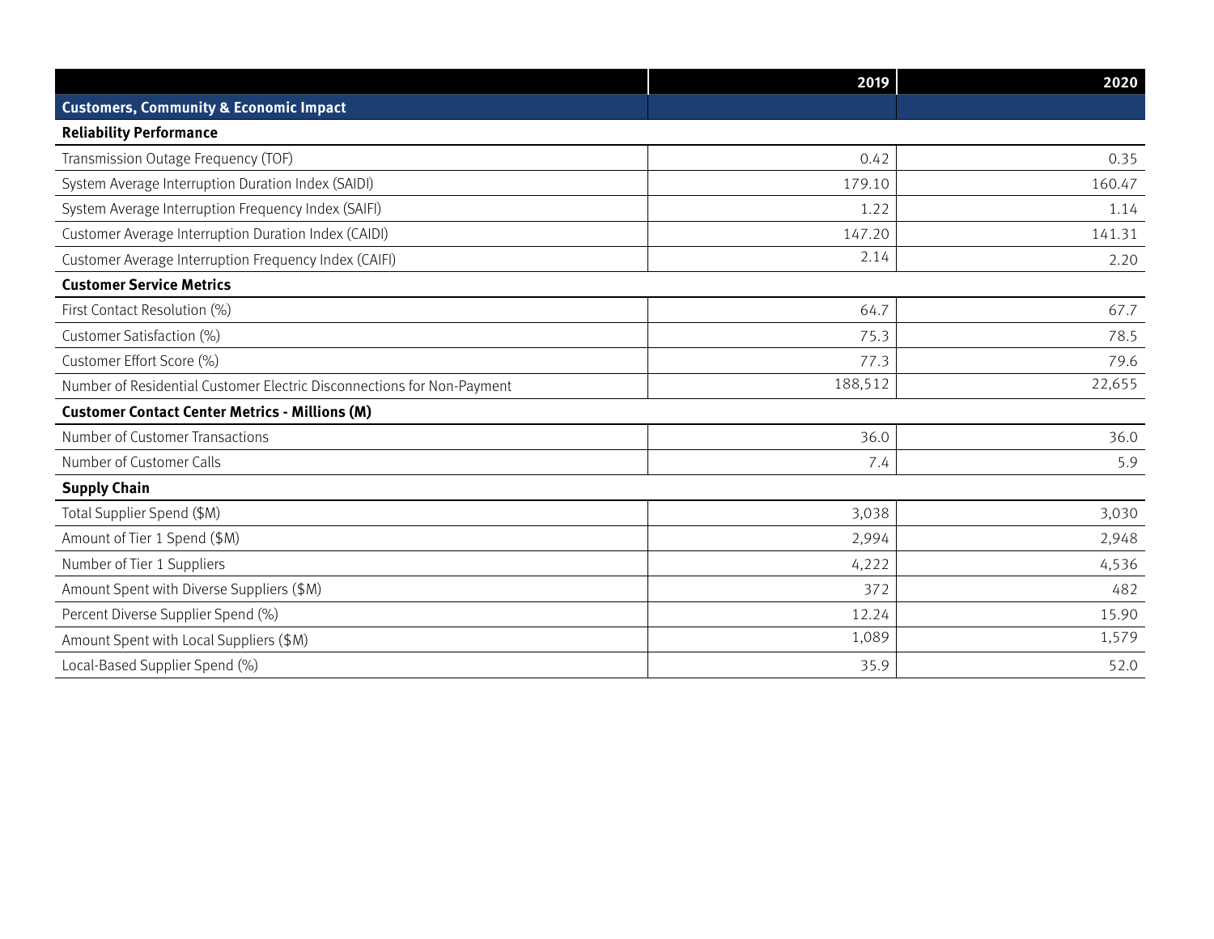| | 2019 | 2020 |
|---|---|---|
| **Customers, Community & Economic Impact** | | |
| **Reliability Performance** | | |
| Transmission Outage Frequency (TOF) | 0.42 | 0.35 |
| System Average Interruption Duration Index (SAIDI) | 179.10 | 160.47 |
| System Average Interruption Frequency Index (SAIFI) | 1.22 | 1.14 |
| Customer Average Interruption Duration Index (CAIDI) | 147.20 | 141.31 |
| Customer Average Interruption Frequency Index (CAIFI) | 2.14 | 2.20 |
| **Customer Service Metrics** | | |
| First Contact Resolution (%) | 64.7 | 67.7 |
| Customer Satisfaction (%) | 75.3 | 78.5 |
| Customer Effort Score (%) | 77.3 | 79.6 |
| Number of Residential Customer Electric Disconnections for Non-Payment | 188,512 | 22,655 |
| **Customer Contact Center Metrics - Millions (M)** | | |
| Number of Customer Transactions | 36.0 | 36.0 |
| Number of Customer Calls | 7.4 | 5.9 |
| **Supply Chain** | | |
| Total Supplier Spend ($M) | 3,038 | 3,030 |
| Amount of Tier 1 Spend ($M) | 2,994 | 2,948 |
| Number of Tier 1 Suppliers | 4,222 | 4,536 |
| Amount Spent with Diverse Suppliers ($M) | 372 | 482 |
| Percent Diverse Supplier Spend (%) | 12.24 | 15.90 |
| Amount Spent with Local Suppliers ($M) | 1,089 | 1,579 |
| Local-Based Supplier Spend (%) | 35.9 | 52.0 |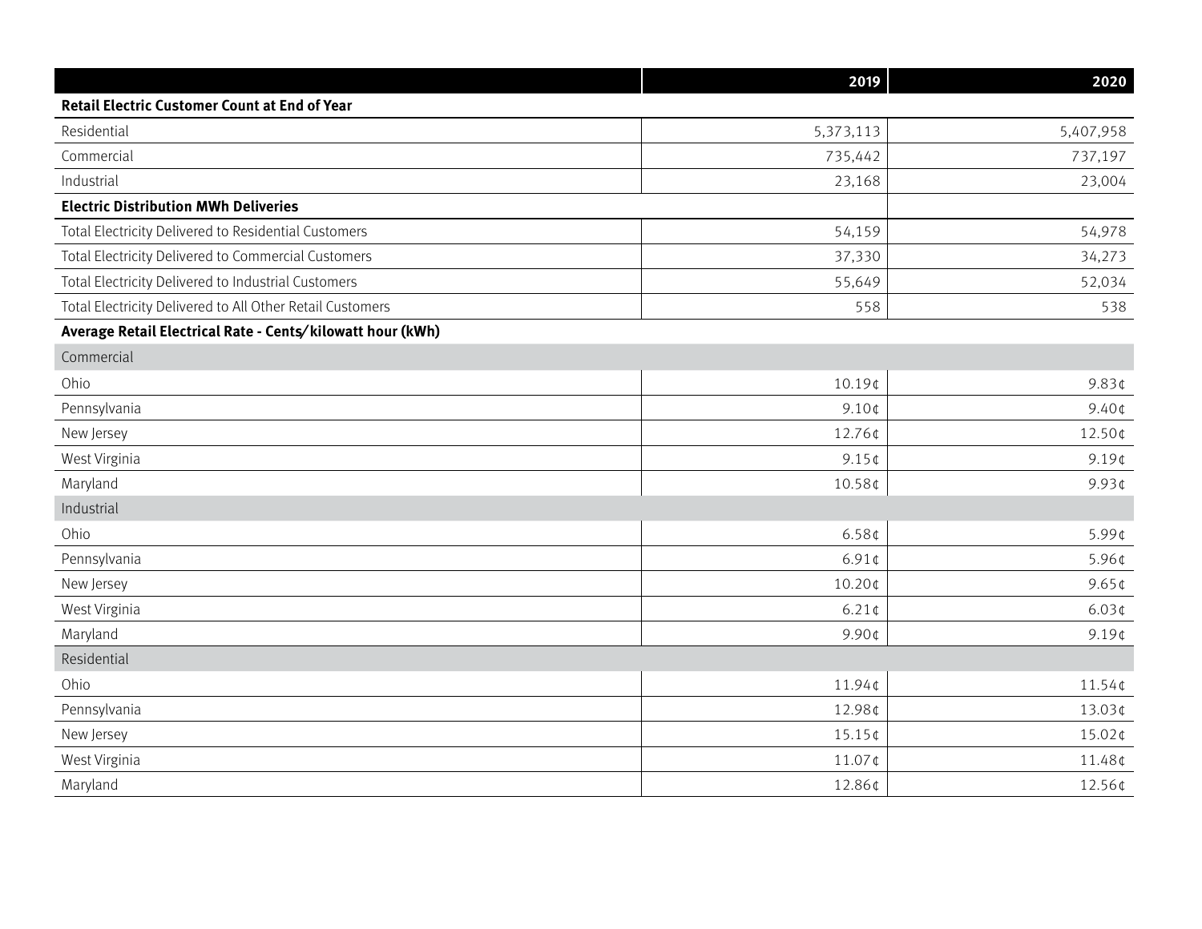| | 2019 | 2020 |
|---|---|---|
| **Retail Electric Customer Count at End of Year** | | |
| Residential | 5,373,113 | 5,407,958 |
| Commercial | 735,442 | 737,197 |
| Industrial | 23,168 | 23,004 |
| **Electric Distribution MWh Deliveries** | | |
| Total Electricity Delivered to Residential Customers | 54,159 | 54,978 |
| Total Electricity Delivered to Commercial Customers | 37,330 | 34,273 |
| Total Electricity Delivered to Industrial Customers | 55,649 | 52,034 |
| Total Electricity Delivered to All Other Retail Customers | 558 | 538 |
| **Average Retail Electrical Rate - Cents/kilowatt hour (kWh)** | | |
| Commercial | | |
| Ohio | 10.19¢ | 9.83¢ |
| Pennsylvania | 9.10¢ | 9.40¢ |
| New Jersey | 12.76¢ | 12.50¢ |
| West Virginia | 9.15¢ | 9.19¢ |
| Maryland | 10.58¢ | 9.93¢ |
| Industrial | | |
| Ohio | 6.58¢ | 5.99¢ |
| Pennsylvania | 6.91¢ | 5.96¢ |
| New Jersey | 10.20¢ | 9.65¢ |
| West Virginia | 6.21¢ | 6.03¢ |
| Maryland | 9.90¢ | 9.19¢ |
| Residential | | |
| Ohio | 11.94¢ | 11.54¢ |
| Pennsylvania | 12.98¢ | 13.03¢ |
| New Jersey | 15.15¢ | 15.02¢ |
| West Virginia | 11.07¢ | 11.48¢ |
| Maryland | 12.86¢ | 12.56¢ |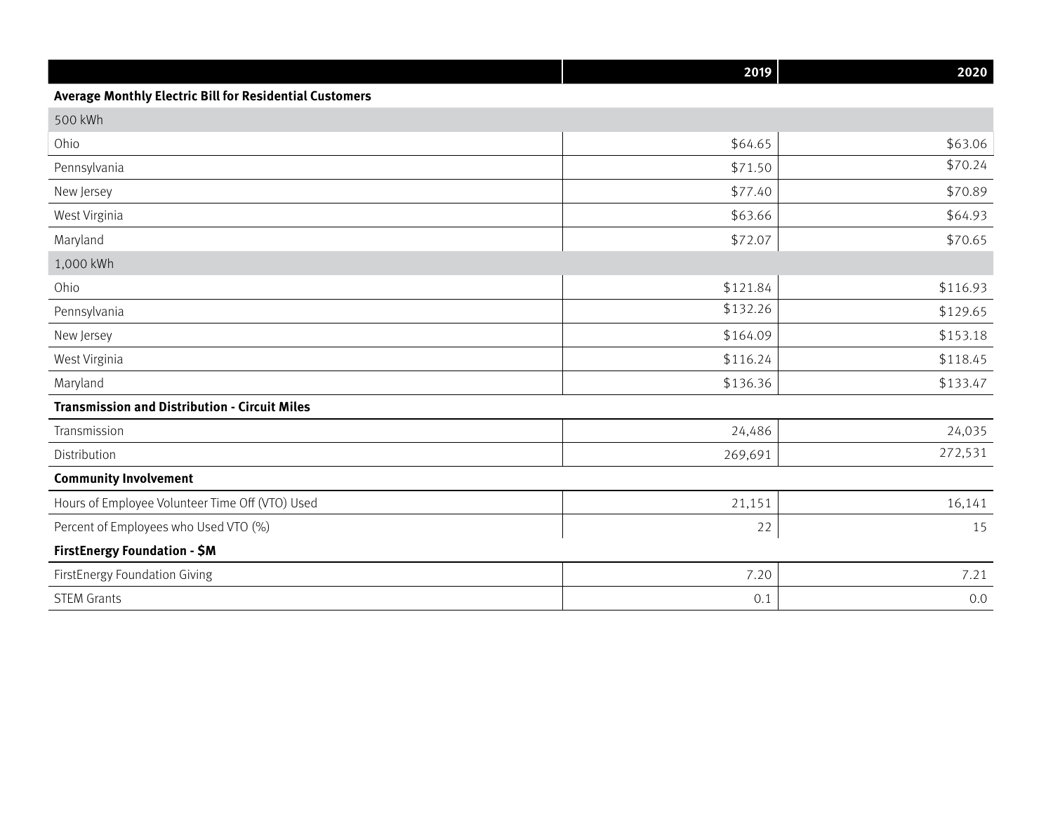| | 2019 | 2020 |
|---|---|---|
| **Average Monthly Electric Bill for Residential Customers** | | |
| 500 kWh | | |
| Ohio | $64.65 | $63.06 |
| Pennsylvania | $71.50 | $70.24 |
| New Jersey | $77.40 | $70.89 |
| West Virginia | $63.66 | $64.93 |
| Maryland | $72.07 | $70.65 |
| 1,000 kWh | | |
| Ohio | $121.84 | $116.93 |
| Pennsylvania | $132.26 | $129.65 |
| New Jersey | $164.09 | $153.18 |
| West Virginia | $116.24 | $118.45 |
| Maryland | $136.36 | $133.47 |
| **Transmission and Distribution - Circuit Miles** | | |
| Transmission | 24,486 | 24,035 |
| Distribution | 269,691 | 272,531 |
| **Community Involvement** | | |
| Hours of Employee Volunteer Time Off (VTO) Used | 21,151 | 16,141 |
| Percent of Employees who Used VTO (%) | 22 | 15 |
| **FirstEnergy Foundation - $M** | | |
| FirstEnergy Foundation Giving | 7.20 | 7.21 |
| STEM Grants | 0.1 | 0.0 |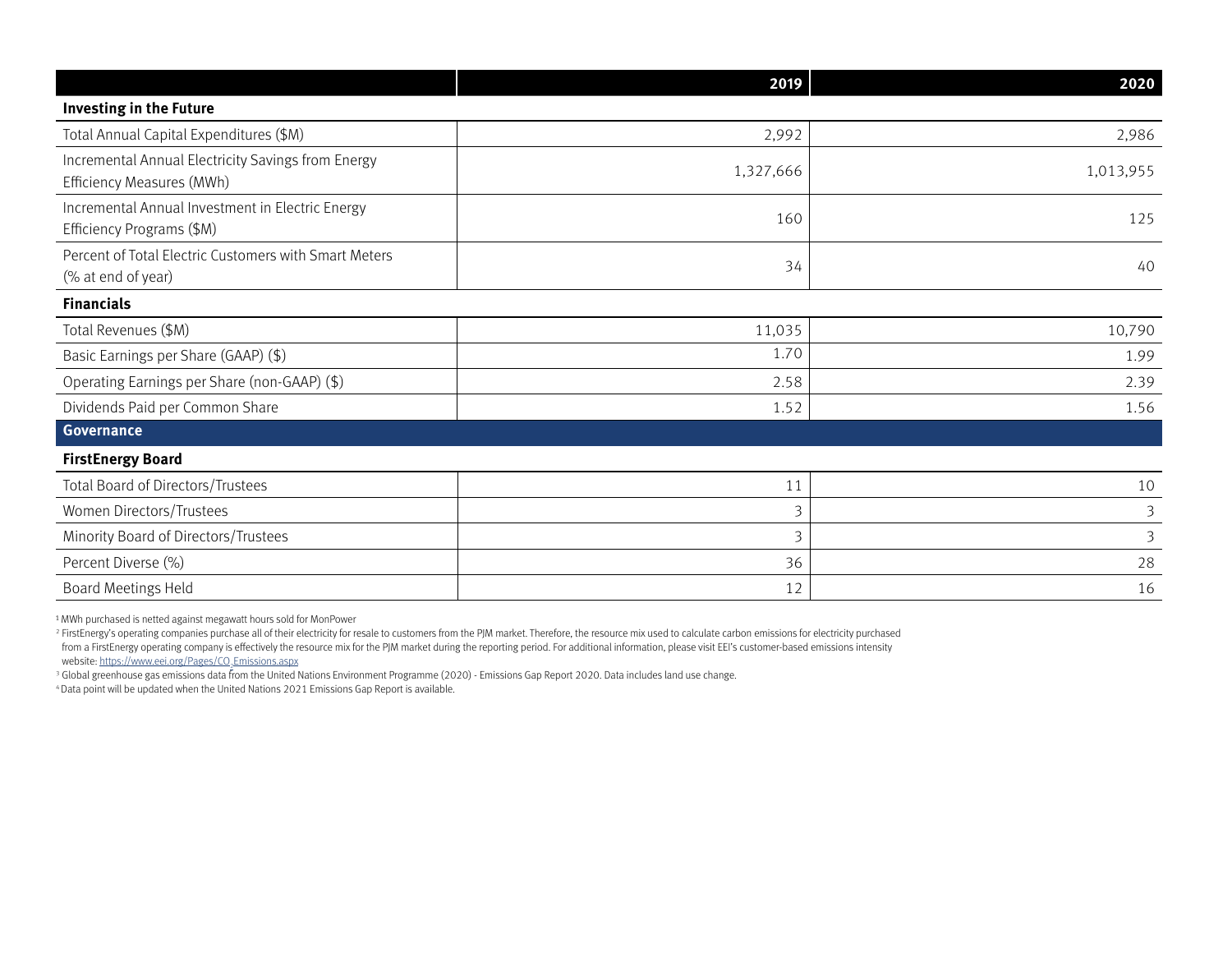| | 2019 | 2020 |
|---|---|---|
| **Investing in the Future** | | |
| Total Annual Capital Expenditures ($M) | 2,992 | 2,986 |
| Incremental Annual Electricity Savings from Energy Efficiency Measures (MWh) | 1,327,666 | 1,013,955 |
| Incremental Annual Investment in Electric Energy Efficiency Programs ($M) | 160 | 125 |
| Percent of Total Electric Customers with Smart Meters (% at end of year) | 34 | 40 |
| **Financials** | | |
| Total Revenues ($M) | 11,035 | 10,790 |
| Basic Earnings per Share (GAAP) ($) | 1.70 | 1.99 |
| Operating Earnings per Share (non-GAAP) ($) | 2.58 | 2.39 |
| Dividends Paid per Common Share | 1.52 | 1.56 |
| **Governance** | | |
| **FirstEnergy Board** | | |
| Total Board of Directors/Trustees | 11 | 10 |
| Women Directors/Trustees | 3 | 3 |
| Minority Board of Directors/Trustees | 3 | 3 |
| Percent Diverse (%) | 36 | 28 |
| Board Meetings Held | 12 | 16 |

[1] MWh purchased is netted against megawatt hours sold for MonPower

[2] FirstEnergy's operating companies purchase all of their electricity for resale to customers from the PJM market. Therefore, the resource mix used to calculate carbon emissions for electricity purchased from a FirstEnergy operating company is effectively the resource mix for the PJM market during the reporting period. For additional information, please visit EEI's customer-based emissions intensity website: https://www.eei.org/Pages/CO2Emissions.aspx

[3] Global greenhouse gas emissions data from the United Nations Environment Programme (2020) - Emissions Gap Report 2020. Data includes land use change.

[4] Data point will be updated when the United Nations 2021 Emissions Gap Report is available.